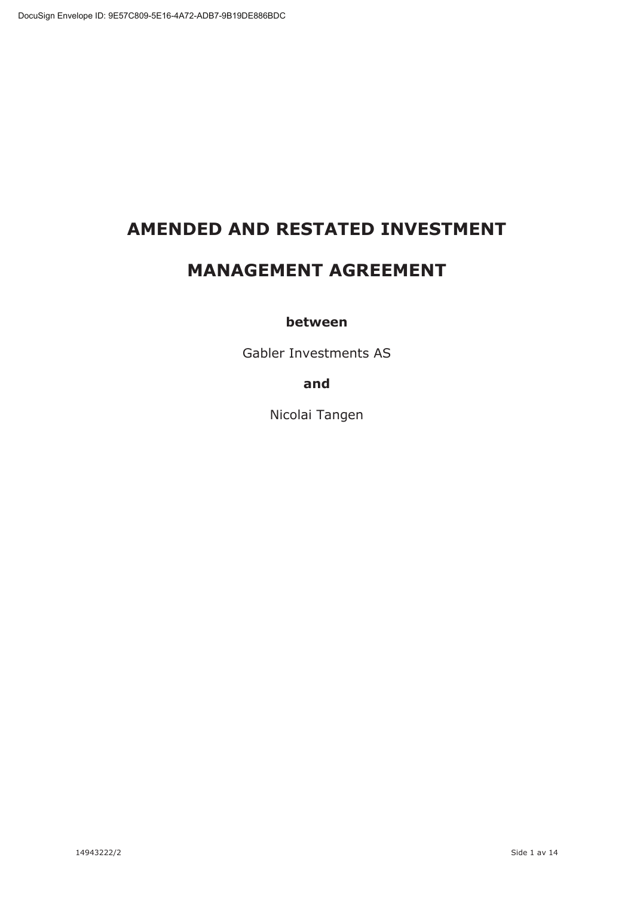# AMENDED AND RESTATED INVESTMENT MANAGEMENT AGREEMENT

**between**

Gabler Investments AS

**and**

Nicolai Tangen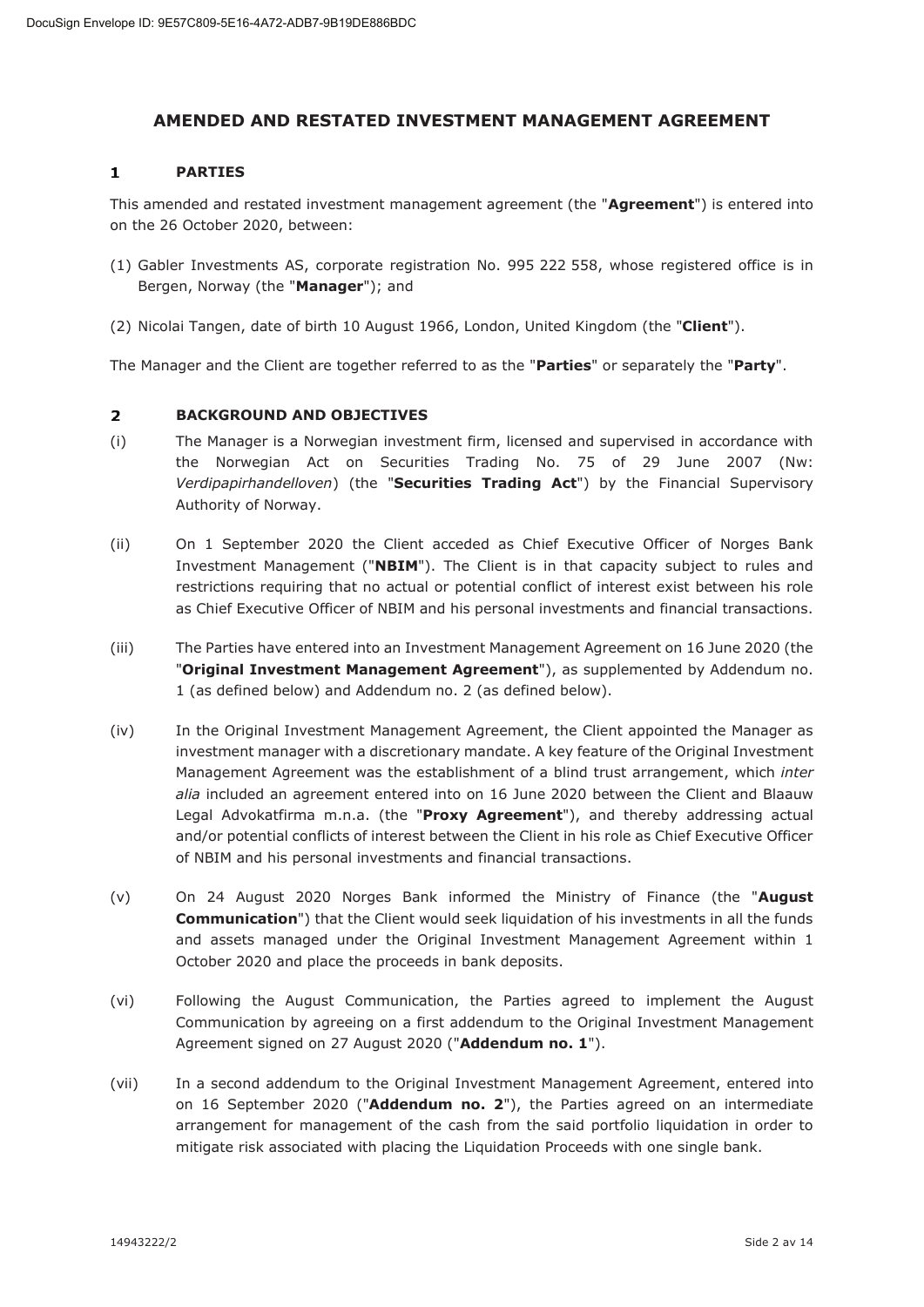# AMENDED AND RESTATED INVESTMENT MANAGEMENT AGREEMENT

## 1 PARTIES

This amended and restated investment management agreement (the "**Agreement**") is entered into on the 26 October 2020, between:

(1) Gabler Investments AS, corporate registration No. 995 222 558, whose registered office is in Bergen, Norway (the "**Manager**"); and

(2) Nicolai Tangen, date of birth 10 August 1966, London, United Kingdom (the "**Client**").

The Manager and the Client are together referred to as the "**Parties**" or separately the "**Party**".

## 2 BACKGROUND AND OBJECTIVES

(i) The Manager is a Norwegian investment firm, licensed and supervised in accordance with the Norwegian Act on Securities Trading No. 75 of 29 June 2007 (Nw: *Verdipapirhandelloven*) (the "**Securities Trading Act**") by the Financial Supervisory Authority of Norway.

(ii) On 1 September 2020 the Client acceded as Chief Executive Officer of Norges Bank Investment Management ("**NBIM**"). The Client is in that capacity subject to rules and restrictions requiring that no actual or potential conflict of interest exist between his role as Chief Executive Officer of NBIM and his personal investments and financial transactions.

(iii) The Parties have entered into an Investment Management Agreement on 16 June 2020 (the "**Original Investment Management Agreement**"), as supplemented by Addendum no. 1 (as defined below) and Addendum no. 2 (as defined below).

(iv) In the Original Investment Management Agreement, the Client appointed the Manager as investment manager with a discretionary mandate. A key feature of the Original Investment Management Agreement was the establishment of a blind trust arrangement, which *inter alia* included an agreement entered into on 16 June 2020 between the Client and Blaauw Legal Advokatfirma m.n.a. (the "**Proxy Agreement**"), and thereby addressing actual and/or potential conflicts of interest between the Client in his role as Chief Executive Officer of NBIM and his personal investments and financial transactions.

(v) On 24 August 2020 Norges Bank informed the Ministry of Finance (the "**August Communication**") that the Client would seek liquidation of his investments in all the funds and assets managed under the Original Investment Management Agreement within 1 October 2020 and place the proceeds in bank deposits.

(vi) Following the August Communication, the Parties agreed to implement the August Communication by agreeing on a first addendum to the Original Investment Management Agreement signed on 27 August 2020 ("**Addendum no. 1**").

(vii) In a second addendum to the Original Investment Management Agreement, entered into on 16 September 2020 ("**Addendum no. 2**"), the Parties agreed on an intermediate arrangement for management of the cash from the said portfolio liquidation in order to mitigate risk associated with placing the Liquidation Proceeds with one single bank.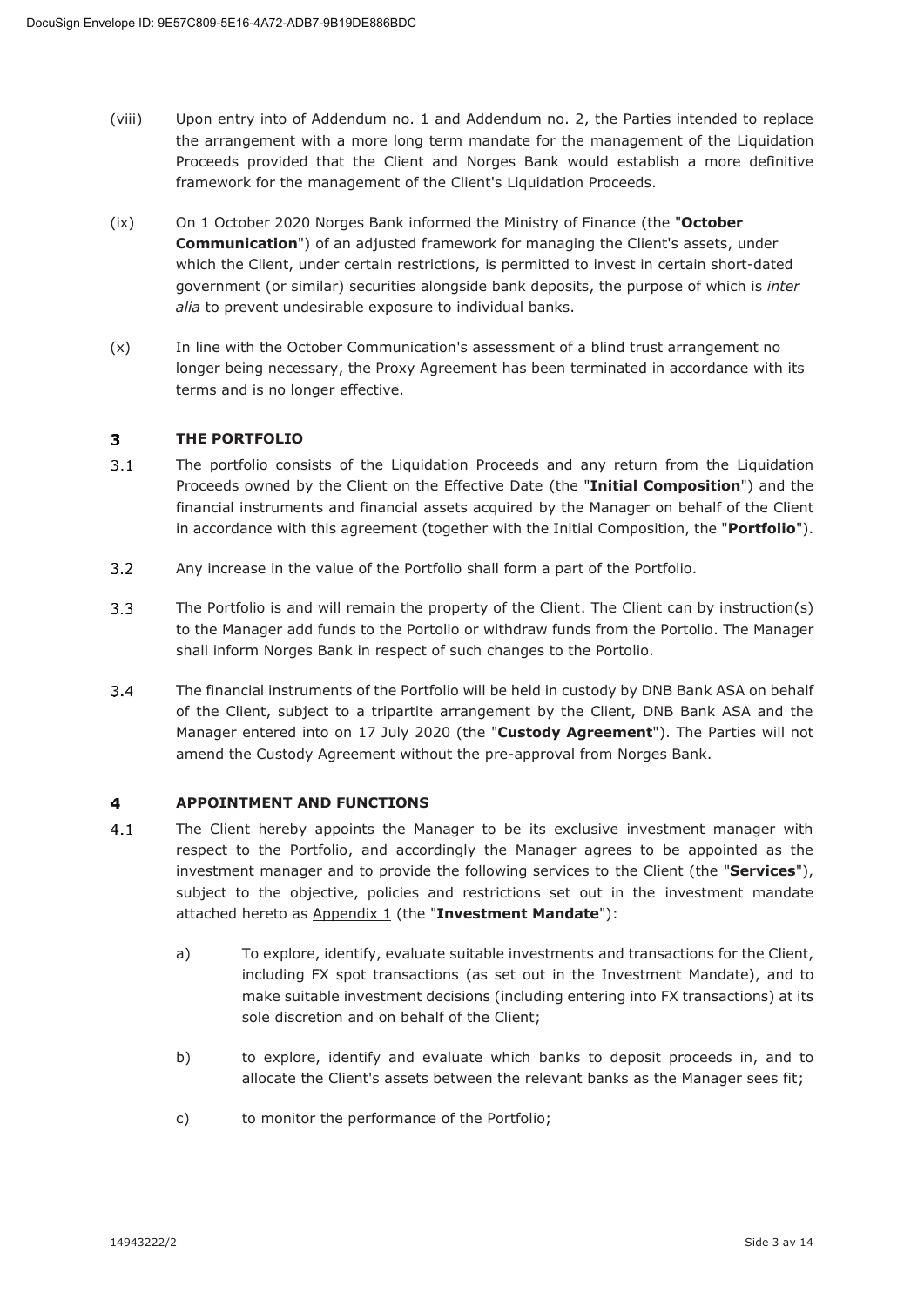(viii) Upon entry into of Addendum no. 1 and Addendum no. 2, the Parties intended to replace the arrangement with a more long term mandate for the management of the Liquidation Proceeds provided that the Client and Norges Bank would establish a more definitive framework for the management of the Client's Liquidation Proceeds.

(ix) On 1 October 2020 Norges Bank informed the Ministry of Finance (the "**October Communication**") of an adjusted framework for managing the Client's assets, under which the Client, under certain restrictions, is permitted to invest in certain short-dated government (or similar) securities alongside bank deposits, the purpose of which is *inter alia* to prevent undesirable exposure to individual banks.

(x) In line with the October Communication's assessment of a blind trust arrangement no longer being necessary, the Proxy Agreement has been terminated in accordance with its terms and is no longer effective.

## 3 THE PORTFOLIO

3.1 The portfolio consists of the Liquidation Proceeds and any return from the Liquidation Proceeds owned by the Client on the Effective Date (the "**Initial Composition**") and the financial instruments and financial assets acquired by the Manager on behalf of the Client in accordance with this agreement (together with the Initial Composition, the "**Portfolio**").

3.2 Any increase in the value of the Portfolio shall form a part of the Portfolio.

3.3 The Portfolio is and will remain the property of the Client. The Client can by instruction(s) to the Manager add funds to the Portolio or withdraw funds from the Portolio. The Manager shall inform Norges Bank in respect of such changes to the Portolio.

3.4 The financial instruments of the Portfolio will be held in custody by DNB Bank ASA on behalf of the Client, subject to a tripartite arrangement by the Client, DNB Bank ASA and the Manager entered into on 17 July 2020 (the "**Custody Agreement**"). The Parties will not amend the Custody Agreement without the pre-approval from Norges Bank.

## 4 APPOINTMENT AND FUNCTIONS

4.1 The Client hereby appoints the Manager to be its exclusive investment manager with respect to the Portfolio, and accordingly the Manager agrees to be appointed as the investment manager and to provide the following services to the Client (the "**Services**"), subject to the objective, policies and restrictions set out in the investment mandate attached hereto as Appendix 1 (the "**Investment Mandate**"):

a) To explore, identify, evaluate suitable investments and transactions for the Client, including FX spot transactions (as set out in the Investment Mandate), and to make suitable investment decisions (including entering into FX transactions) at its sole discretion and on behalf of the Client;

b) to explore, identify and evaluate which banks to deposit proceeds in, and to allocate the Client's assets between the relevant banks as the Manager sees fit;

c) to monitor the performance of the Portfolio;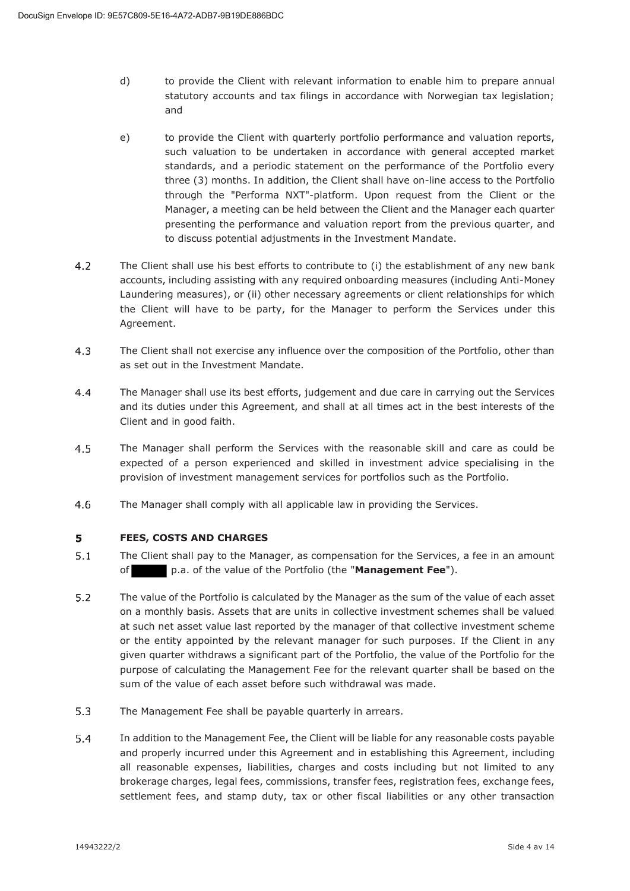d) to provide the Client with relevant information to enable him to prepare annual statutory accounts and tax filings in accordance with Norwegian tax legislation; and

e) to provide the Client with quarterly portfolio performance and valuation reports, such valuation to be undertaken in accordance with general accepted market standards, and a periodic statement on the performance of the Portfolio every three (3) months. In addition, the Client shall have on-line access to the Portfolio through the "Performa NXT"-platform. Upon request from the Client or the Manager, a meeting can be held between the Client and the Manager each quarter presenting the performance and valuation report from the previous quarter, and to discuss potential adjustments in the Investment Mandate.

4.2 The Client shall use his best efforts to contribute to (i) the establishment of any new bank accounts, including assisting with any required onboarding measures (including Anti-Money Laundering measures), or (ii) other necessary agreements or client relationships for which the Client will have to be party, for the Manager to perform the Services under this Agreement.

4.3 The Client shall not exercise any influence over the composition of the Portfolio, other than as set out in the Investment Mandate.

4.4 The Manager shall use its best efforts, judgement and due care in carrying out the Services and its duties under this Agreement, and shall at all times act in the best interests of the Client and in good faith.

4.5 The Manager shall perform the Services with the reasonable skill and care as could be expected of a person experienced and skilled in investment advice specialising in the provision of investment management services for portfolios such as the Portfolio.

4.6 The Manager shall comply with all applicable law in providing the Services.

## 5 FEES, COSTS AND CHARGES

5.1 The Client shall pay to the Manager, as compensation for the Services, a fee in an amount of [REDACTED] p.a. of the value of the Portfolio (the "**Management Fee**").

5.2 The value of the Portfolio is calculated by the Manager as the sum of the value of each asset on a monthly basis. Assets that are units in collective investment schemes shall be valued at such net asset value last reported by the manager of that collective investment scheme or the entity appointed by the relevant manager for such purposes. If the Client in any given quarter withdraws a significant part of the Portfolio, the value of the Portfolio for the purpose of calculating the Management Fee for the relevant quarter shall be based on the sum of the value of each asset before such withdrawal was made.

5.3 The Management Fee shall be payable quarterly in arrears.

5.4 In addition to the Management Fee, the Client will be liable for any reasonable costs payable and properly incurred under this Agreement and in establishing this Agreement, including all reasonable expenses, liabilities, charges and costs including but not limited to any brokerage charges, legal fees, commissions, transfer fees, registration fees, exchange fees, settlement fees, and stamp duty, tax or other fiscal liabilities or any other transaction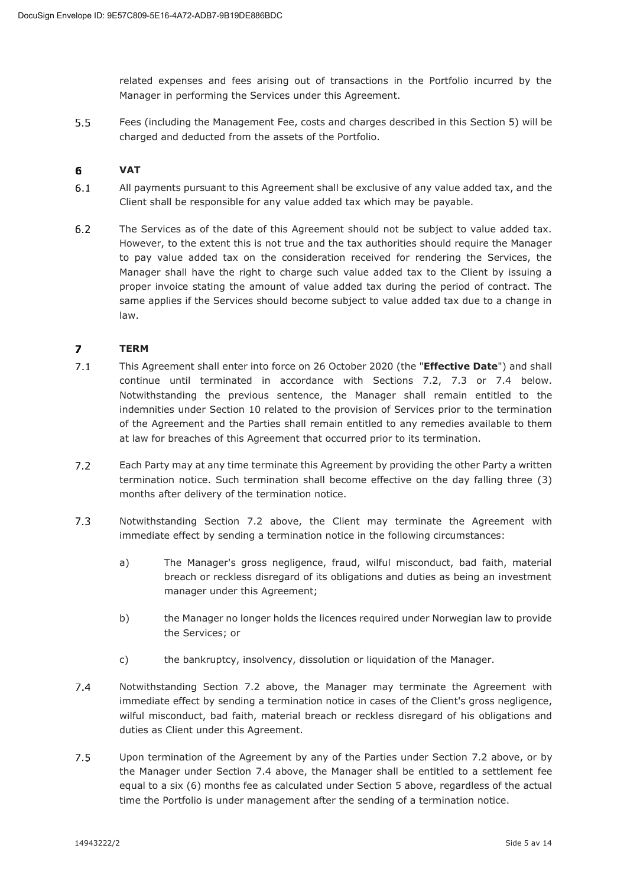related expenses and fees arising out of transactions in the Portfolio incurred by the Manager in performing the Services under this Agreement.

5.5 Fees (including the Management Fee, costs and charges described in this Section 5) will be charged and deducted from the assets of the Portfolio.

## 6 VAT

6.1 All payments pursuant to this Agreement shall be exclusive of any value added tax, and the Client shall be responsible for any value added tax which may be payable.

6.2 The Services as of the date of this Agreement should not be subject to value added tax. However, to the extent this is not true and the tax authorities should require the Manager to pay value added tax on the consideration received for rendering the Services, the Manager shall have the right to charge such value added tax to the Client by issuing a proper invoice stating the amount of value added tax during the period of contract. The same applies if the Services should become subject to value added tax due to a change in law.

## 7 TERM

7.1 This Agreement shall enter into force on 26 October 2020 (the "**Effective Date**") and shall continue until terminated in accordance with Sections 7.2, 7.3 or 7.4 below. Notwithstanding the previous sentence, the Manager shall remain entitled to the indemnities under Section 10 related to the provision of Services prior to the termination of the Agreement and the Parties shall remain entitled to any remedies available to them at law for breaches of this Agreement that occurred prior to its termination.

7.2 Each Party may at any time terminate this Agreement by providing the other Party a written termination notice. Such termination shall become effective on the day falling three (3) months after delivery of the termination notice.

7.3 Notwithstanding Section 7.2 above, the Client may terminate the Agreement with immediate effect by sending a termination notice in the following circumstances:

a) The Manager's gross negligence, fraud, wilful misconduct, bad faith, material breach or reckless disregard of its obligations and duties as being an investment manager under this Agreement;

b) the Manager no longer holds the licences required under Norwegian law to provide the Services; or

c) the bankruptcy, insolvency, dissolution or liquidation of the Manager.

7.4 Notwithstanding Section 7.2 above, the Manager may terminate the Agreement with immediate effect by sending a termination notice in cases of the Client's gross negligence, wilful misconduct, bad faith, material breach or reckless disregard of his obligations and duties as Client under this Agreement.

7.5 Upon termination of the Agreement by any of the Parties under Section 7.2 above, or by the Manager under Section 7.4 above, the Manager shall be entitled to a settlement fee equal to a six (6) months fee as calculated under Section 5 above, regardless of the actual time the Portfolio is under management after the sending of a termination notice.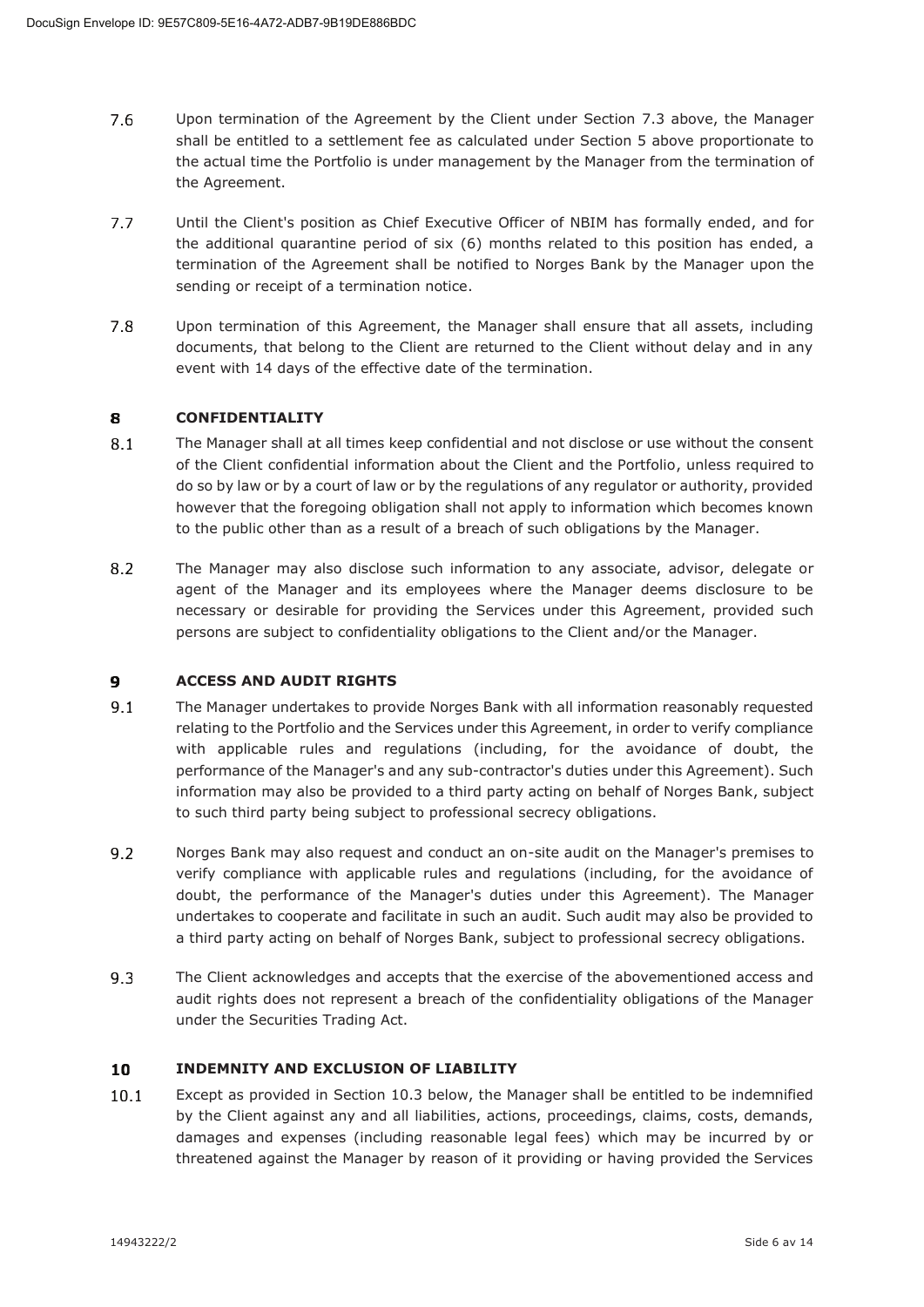7.6 Upon termination of the Agreement by the Client under Section 7.3 above, the Manager shall be entitled to a settlement fee as calculated under Section 5 above proportionate to the actual time the Portfolio is under management by the Manager from the termination of the Agreement.

7.7 Until the Client's position as Chief Executive Officer of NBIM has formally ended, and for the additional quarantine period of six (6) months related to this position has ended, a termination of the Agreement shall be notified to Norges Bank by the Manager upon the sending or receipt of a termination notice.

7.8 Upon termination of this Agreement, the Manager shall ensure that all assets, including documents, that belong to the Client are returned to the Client without delay and in any event with 14 days of the effective date of the termination.

## 8 CONFIDENTIALITY

8.1 The Manager shall at all times keep confidential and not disclose or use without the consent of the Client confidential information about the Client and the Portfolio, unless required to do so by law or by a court of law or by the regulations of any regulator or authority, provided however that the foregoing obligation shall not apply to information which becomes known to the public other than as a result of a breach of such obligations by the Manager.

8.2 The Manager may also disclose such information to any associate, advisor, delegate or agent of the Manager and its employees where the Manager deems disclosure to be necessary or desirable for providing the Services under this Agreement, provided such persons are subject to confidentiality obligations to the Client and/or the Manager.

## 9 ACCESS AND AUDIT RIGHTS

9.1 The Manager undertakes to provide Norges Bank with all information reasonably requested relating to the Portfolio and the Services under this Agreement, in order to verify compliance with applicable rules and regulations (including, for the avoidance of doubt, the performance of the Manager's and any sub-contractor's duties under this Agreement). Such information may also be provided to a third party acting on behalf of Norges Bank, subject to such third party being subject to professional secrecy obligations.

9.2 Norges Bank may also request and conduct an on-site audit on the Manager's premises to verify compliance with applicable rules and regulations (including, for the avoidance of doubt, the performance of the Manager's duties under this Agreement). The Manager undertakes to cooperate and facilitate in such an audit. Such audit may also be provided to a third party acting on behalf of Norges Bank, subject to professional secrecy obligations.

9.3 The Client acknowledges and accepts that the exercise of the abovementioned access and audit rights does not represent a breach of the confidentiality obligations of the Manager under the Securities Trading Act.

## 10 INDEMNITY AND EXCLUSION OF LIABILITY

10.1 Except as provided in Section 10.3 below, the Manager shall be entitled to be indemnified by the Client against any and all liabilities, actions, proceedings, claims, costs, demands, damages and expenses (including reasonable legal fees) which may be incurred by or threatened against the Manager by reason of it providing or having provided the Services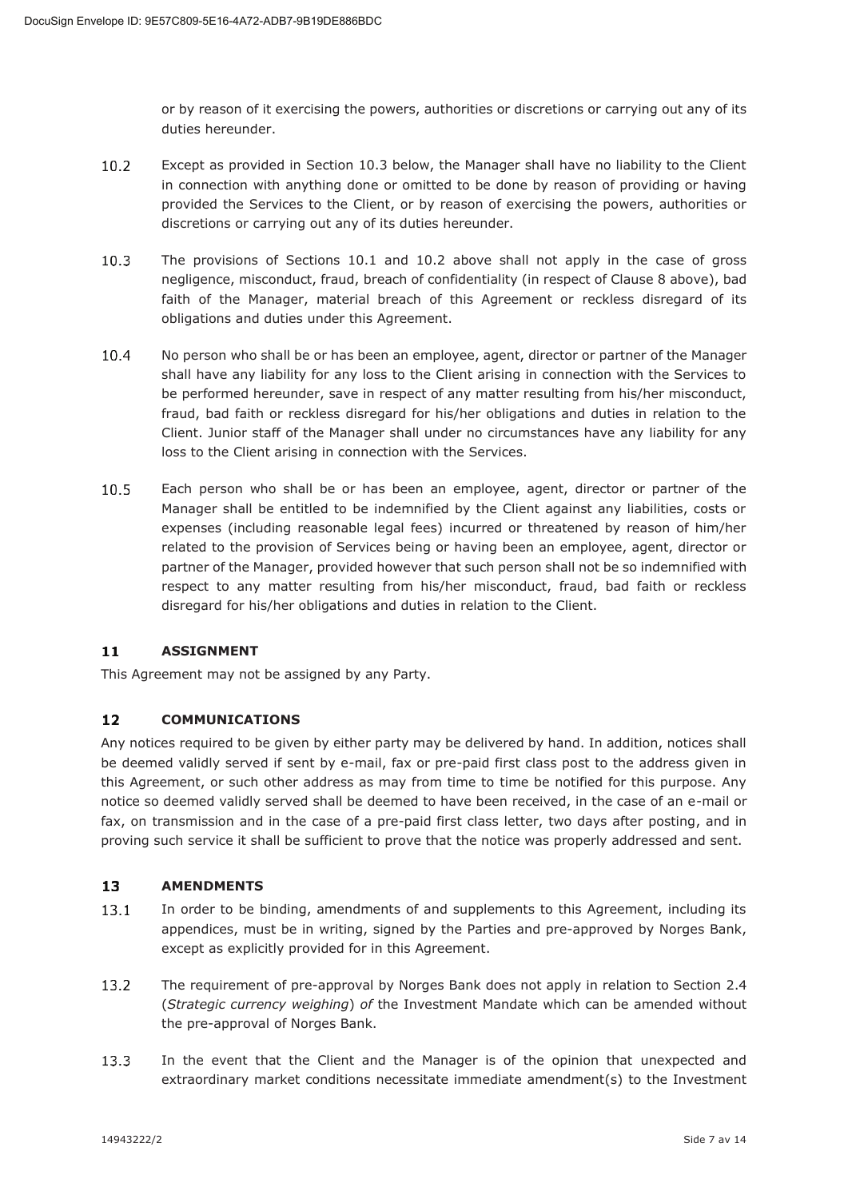or by reason of it exercising the powers, authorities or discretions or carrying out any of its duties hereunder.

10.2 Except as provided in Section 10.3 below, the Manager shall have no liability to the Client in connection with anything done or omitted to be done by reason of providing or having provided the Services to the Client, or by reason of exercising the powers, authorities or discretions or carrying out any of its duties hereunder.

10.3 The provisions of Sections 10.1 and 10.2 above shall not apply in the case of gross negligence, misconduct, fraud, breach of confidentiality (in respect of Clause 8 above), bad faith of the Manager, material breach of this Agreement or reckless disregard of its obligations and duties under this Agreement.

10.4 No person who shall be or has been an employee, agent, director or partner of the Manager shall have any liability for any loss to the Client arising in connection with the Services to be performed hereunder, save in respect of any matter resulting from his/her misconduct, fraud, bad faith or reckless disregard for his/her obligations and duties in relation to the Client. Junior staff of the Manager shall under no circumstances have any liability for any loss to the Client arising in connection with the Services.

10.5 Each person who shall be or has been an employee, agent, director or partner of the Manager shall be entitled to be indemnified by the Client against any liabilities, costs or expenses (including reasonable legal fees) incurred or threatened by reason of him/her related to the provision of Services being or having been an employee, agent, director or partner of the Manager, provided however that such person shall not be so indemnified with respect to any matter resulting from his/her misconduct, fraud, bad faith or reckless disregard for his/her obligations and duties in relation to the Client.

## 11 ASSIGNMENT

This Agreement may not be assigned by any Party.

## 12 COMMUNICATIONS

Any notices required to be given by either party may be delivered by hand. In addition, notices shall be deemed validly served if sent by e-mail, fax or pre-paid first class post to the address given in this Agreement, or such other address as may from time to time be notified for this purpose. Any notice so deemed validly served shall be deemed to have been received, in the case of an e-mail or fax, on transmission and in the case of a pre-paid first class letter, two days after posting, and in proving such service it shall be sufficient to prove that the notice was properly addressed and sent.

## 13 AMENDMENTS

13.1 In order to be binding, amendments of and supplements to this Agreement, including its appendices, must be in writing, signed by the Parties and pre-approved by Norges Bank, except as explicitly provided for in this Agreement.

13.2 The requirement of pre-approval by Norges Bank does not apply in relation to Section 2.4 (*Strategic currency weighing*) *of* the Investment Mandate which can be amended without the pre-approval of Norges Bank.

13.3 In the event that the Client and the Manager is of the opinion that unexpected and extraordinary market conditions necessitate immediate amendment(s) to the Investment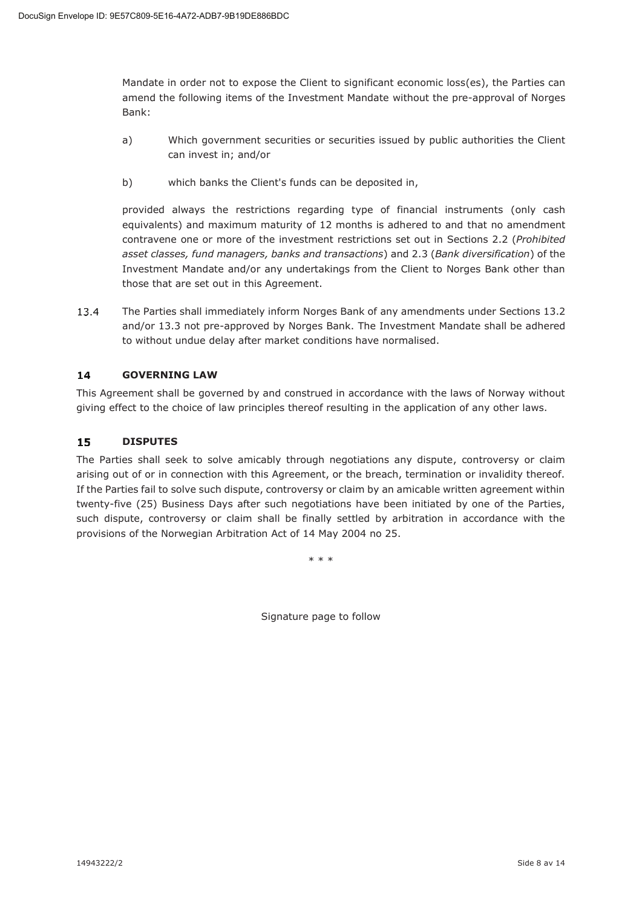Mandate in order not to expose the Client to significant economic loss(es), the Parties can amend the following items of the Investment Mandate without the pre-approval of Norges Bank:

a) Which government securities or securities issued by public authorities the Client can invest in; and/or

b) which banks the Client's funds can be deposited in,

provided always the restrictions regarding type of financial instruments (only cash equivalents) and maximum maturity of 12 months is adhered to and that no amendment contravene one or more of the investment restrictions set out in Sections 2.2 (*Prohibited asset classes, fund managers, banks and transactions*) and 2.3 (*Bank diversification*) of the Investment Mandate and/or any undertakings from the Client to Norges Bank other than those that are set out in this Agreement.

13.4 The Parties shall immediately inform Norges Bank of any amendments under Sections 13.2 and/or 13.3 not pre-approved by Norges Bank. The Investment Mandate shall be adhered to without undue delay after market conditions have normalised.

## 14 GOVERNING LAW

This Agreement shall be governed by and construed in accordance with the laws of Norway without giving effect to the choice of law principles thereof resulting in the application of any other laws.

## 15 DISPUTES

The Parties shall seek to solve amicably through negotiations any dispute, controversy or claim arising out of or in connection with this Agreement, or the breach, termination or invalidity thereof. If the Parties fail to solve such dispute, controversy or claim by an amicable written agreement within twenty-five (25) Business Days after such negotiations have been initiated by one of the Parties, such dispute, controversy or claim shall be finally settled by arbitration in accordance with the provisions of the Norwegian Arbitration Act of 14 May 2004 no 25.

\* \* \*

Signature page to follow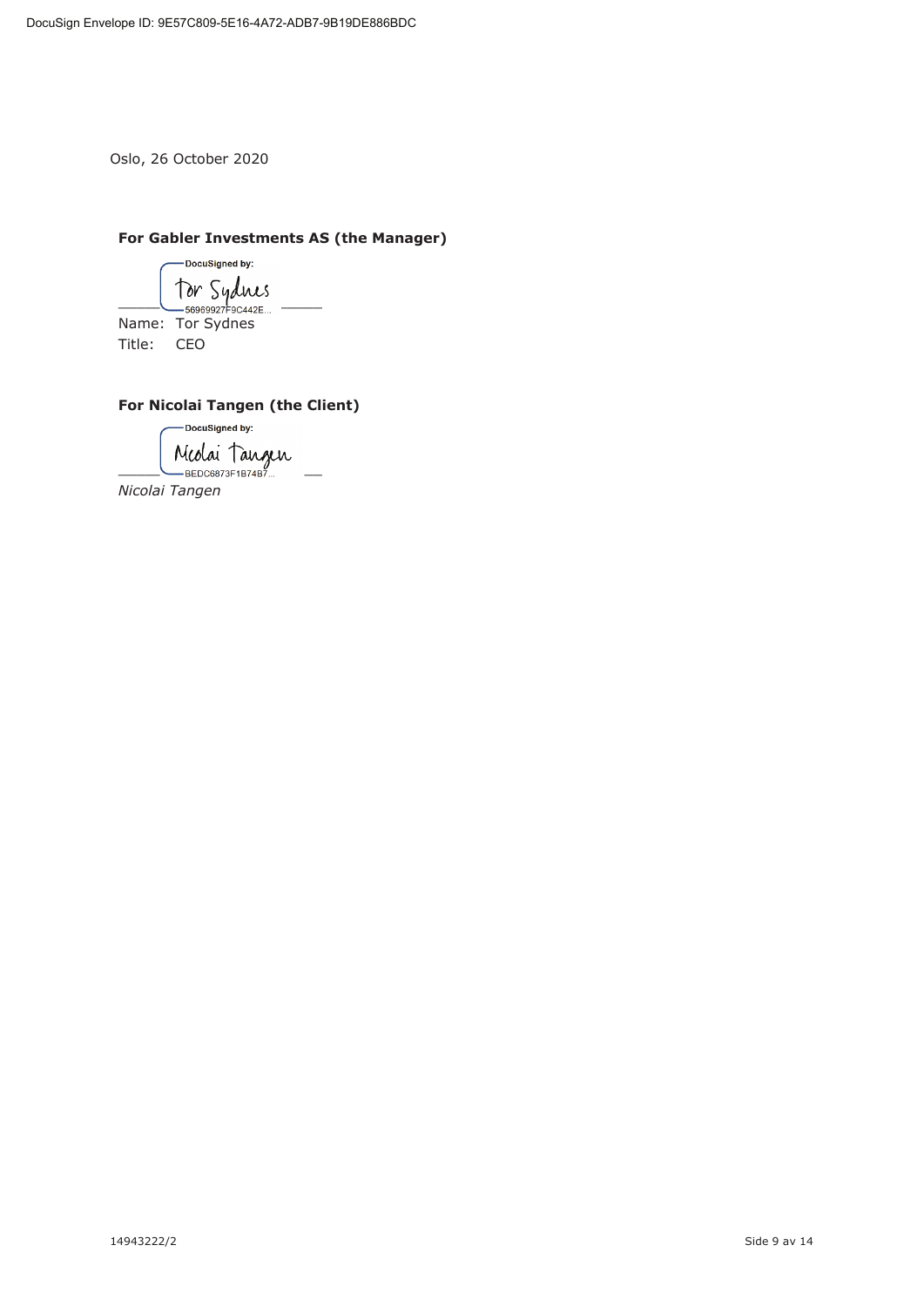Oslo, 26 October 2020

**For Gabler Investments AS (the Manager)**

DocuSigned by:
Tor Sydnes
56969927F9C442E...

Name: Tor Sydnes
Title: CEO

**For Nicolai Tangen (the Client)**

DocuSigned by:
Nicolai Tangen
BEDC6873F1B74B7...

*Nicolai Tangen*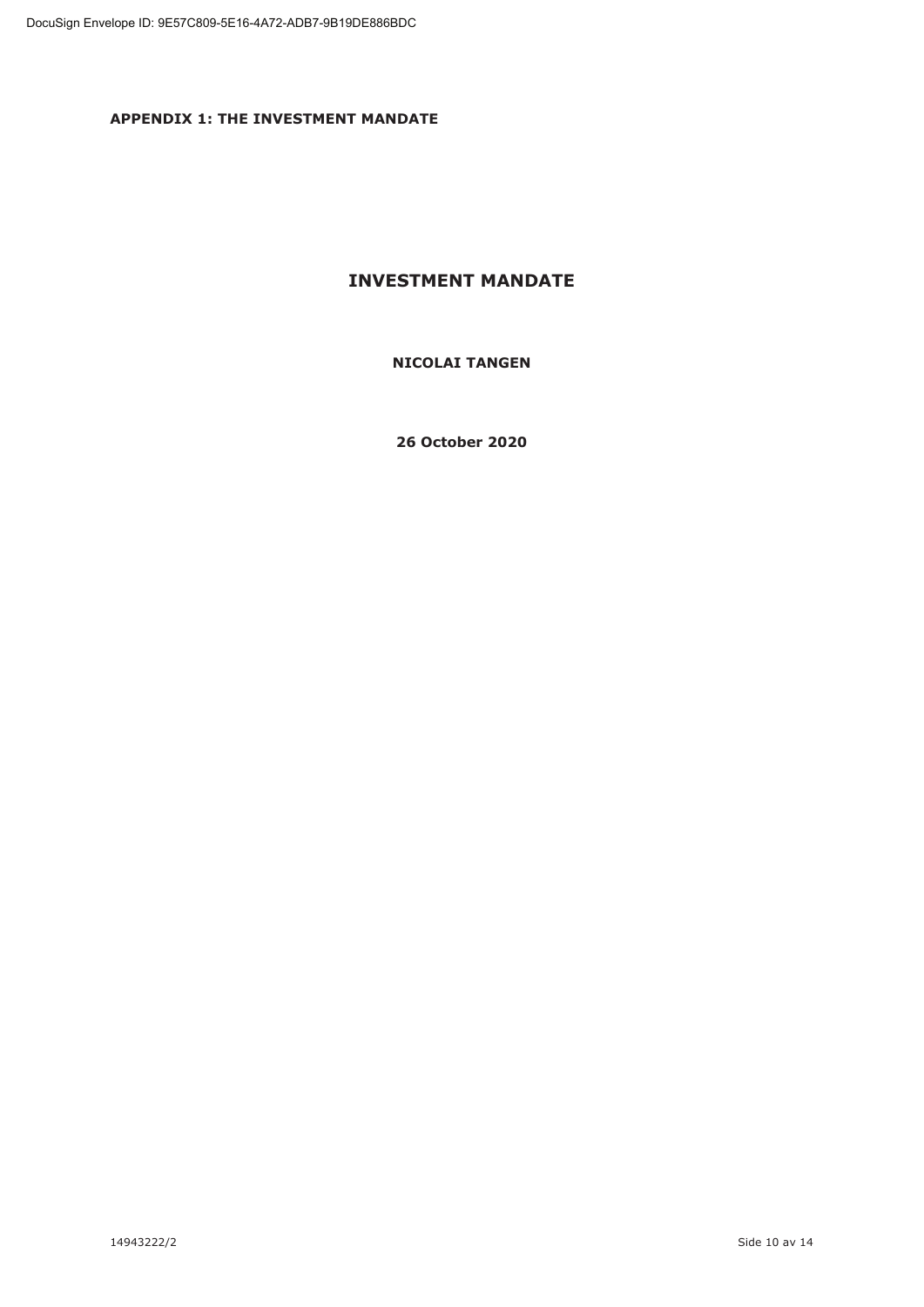**APPENDIX 1: THE INVESTMENT MANDATE**

# INVESTMENT MANDATE

**NICOLAI TANGEN**

**26 October 2020**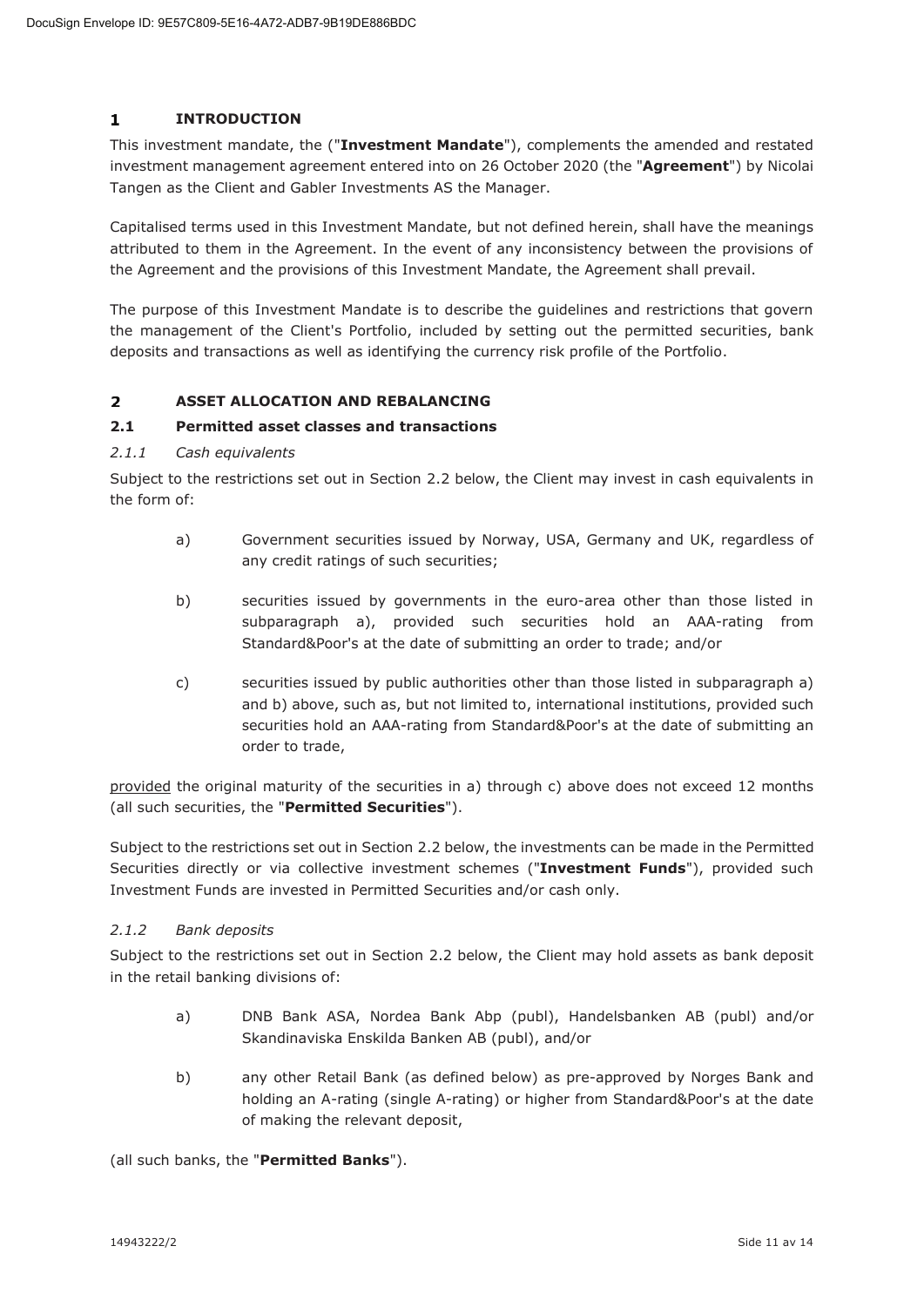# 1 INTRODUCTION

This investment mandate, the ("**Investment Mandate**"), complements the amended and restated investment management agreement entered into on 26 October 2020 (the "**Agreement**") by Nicolai Tangen as the Client and Gabler Investments AS the Manager.

Capitalised terms used in this Investment Mandate, but not defined herein, shall have the meanings attributed to them in the Agreement. In the event of any inconsistency between the provisions of the Agreement and the provisions of this Investment Mandate, the Agreement shall prevail.

The purpose of this Investment Mandate is to describe the guidelines and restrictions that govern the management of the Client's Portfolio, included by setting out the permitted securities, bank deposits and transactions as well as identifying the currency risk profile of the Portfolio.

# 2 ASSET ALLOCATION AND REBALANCING

## 2.1 Permitted asset classes and transactions

### *2.1.1 Cash equivalents*

Subject to the restrictions set out in Section 2.2 below, the Client may invest in cash equivalents in the form of:

a) Government securities issued by Norway, USA, Germany and UK, regardless of any credit ratings of such securities;

b) securities issued by governments in the euro-area other than those listed in subparagraph a), provided such securities hold an AAA-rating from Standard&Poor's at the date of submitting an order to trade; and/or

c) securities issued by public authorities other than those listed in subparagraph a) and b) above, such as, but not limited to, international institutions, provided such securities hold an AAA-rating from Standard&Poor's at the date of submitting an order to trade,

provided the original maturity of the securities in a) through c) above does not exceed 12 months (all such securities, the "**Permitted Securities**").

Subject to the restrictions set out in Section 2.2 below, the investments can be made in the Permitted Securities directly or via collective investment schemes ("**Investment Funds**"), provided such Investment Funds are invested in Permitted Securities and/or cash only.

### *2.1.2 Bank deposits*

Subject to the restrictions set out in Section 2.2 below, the Client may hold assets as bank deposit in the retail banking divisions of:

a) DNB Bank ASA, Nordea Bank Abp (publ), Handelsbanken AB (publ) and/or Skandinaviska Enskilda Banken AB (publ), and/or

b) any other Retail Bank (as defined below) as pre-approved by Norges Bank and holding an A-rating (single A-rating) or higher from Standard&Poor's at the date of making the relevant deposit,

(all such banks, the "**Permitted Banks**").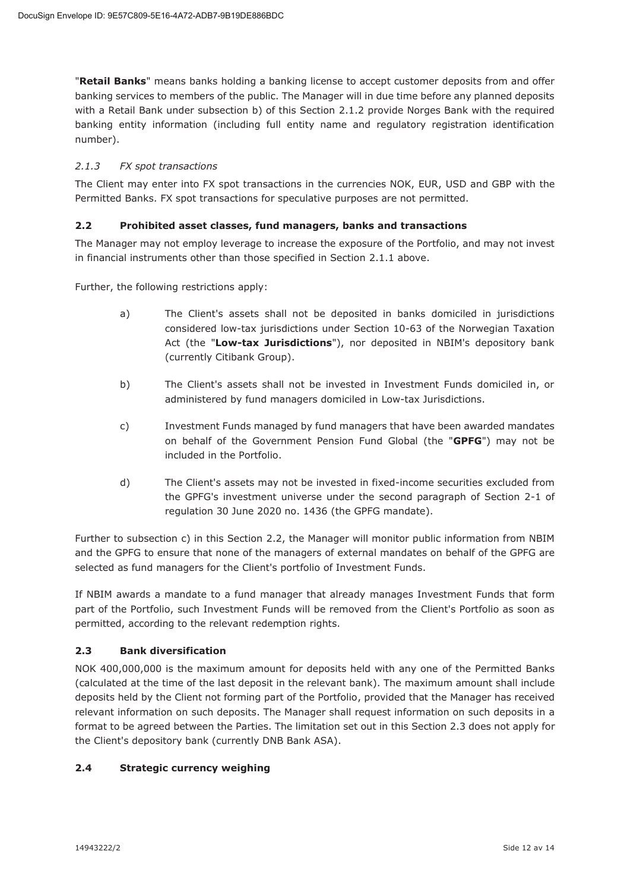"**Retail Banks**" means banks holding a banking license to accept customer deposits from and offer banking services to members of the public. The Manager will in due time before any planned deposits with a Retail Bank under subsection b) of this Section 2.1.2 provide Norges Bank with the required banking entity information (including full entity name and regulatory registration identification number).

### *2.1.3 FX spot transactions*

The Client may enter into FX spot transactions in the currencies NOK, EUR, USD and GBP with the Permitted Banks. FX spot transactions for speculative purposes are not permitted.

## 2.2 Prohibited asset classes, fund managers, banks and transactions

The Manager may not employ leverage to increase the exposure of the Portfolio, and may not invest in financial instruments other than those specified in Section 2.1.1 above.

Further, the following restrictions apply:

a) The Client's assets shall not be deposited in banks domiciled in jurisdictions considered low-tax jurisdictions under Section 10-63 of the Norwegian Taxation Act (the "**Low-tax Jurisdictions**"), nor deposited in NBIM's depository bank (currently Citibank Group).

b) The Client's assets shall not be invested in Investment Funds domiciled in, or administered by fund managers domiciled in Low-tax Jurisdictions.

c) Investment Funds managed by fund managers that have been awarded mandates on behalf of the Government Pension Fund Global (the "**GPFG**") may not be included in the Portfolio.

d) The Client's assets may not be invested in fixed-income securities excluded from the GPFG's investment universe under the second paragraph of Section 2-1 of regulation 30 June 2020 no. 1436 (the GPFG mandate).

Further to subsection c) in this Section 2.2, the Manager will monitor public information from NBIM and the GPFG to ensure that none of the managers of external mandates on behalf of the GPFG are selected as fund managers for the Client's portfolio of Investment Funds.

If NBIM awards a mandate to a fund manager that already manages Investment Funds that form part of the Portfolio, such Investment Funds will be removed from the Client's Portfolio as soon as permitted, according to the relevant redemption rights.

## 2.3 Bank diversification

NOK 400,000,000 is the maximum amount for deposits held with any one of the Permitted Banks (calculated at the time of the last deposit in the relevant bank). The maximum amount shall include deposits held by the Client not forming part of the Portfolio, provided that the Manager has received relevant information on such deposits. The Manager shall request information on such deposits in a format to be agreed between the Parties. The limitation set out in this Section 2.3 does not apply for the Client's depository bank (currently DNB Bank ASA).

## 2.4 Strategic currency weighing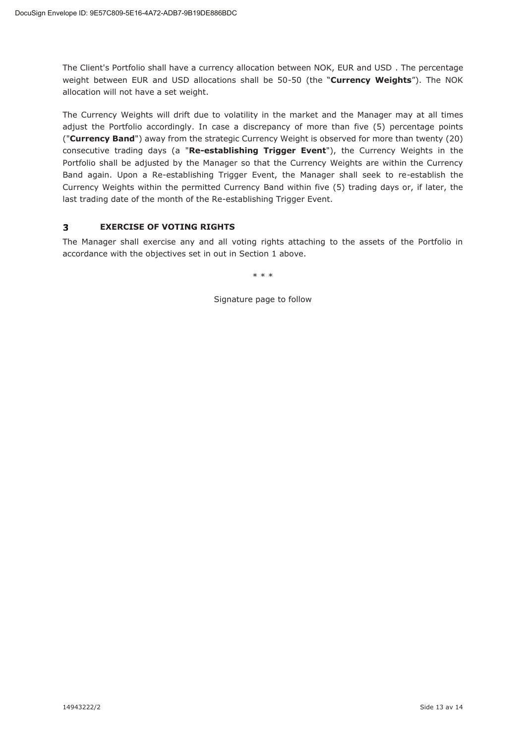The Client's Portfolio shall have a currency allocation between NOK, EUR and USD . The percentage weight between EUR and USD allocations shall be 50-50 (the "**Currency Weights**"). The NOK allocation will not have a set weight.

The Currency Weights will drift due to volatility in the market and the Manager may at all times adjust the Portfolio accordingly. In case a discrepancy of more than five (5) percentage points ("**Currency Band**") away from the strategic Currency Weight is observed for more than twenty (20) consecutive trading days (a "**Re-establishing Trigger Event**"), the Currency Weights in the Portfolio shall be adjusted by the Manager so that the Currency Weights are within the Currency Band again. Upon a Re-establishing Trigger Event, the Manager shall seek to re-establish the Currency Weights within the permitted Currency Band within five (5) trading days or, if later, the last trading date of the month of the Re-establishing Trigger Event.

## 3 EXERCISE OF VOTING RIGHTS

The Manager shall exercise any and all voting rights attaching to the assets of the Portfolio in accordance with the objectives set in out in Section 1 above.

* * *

Signature page to follow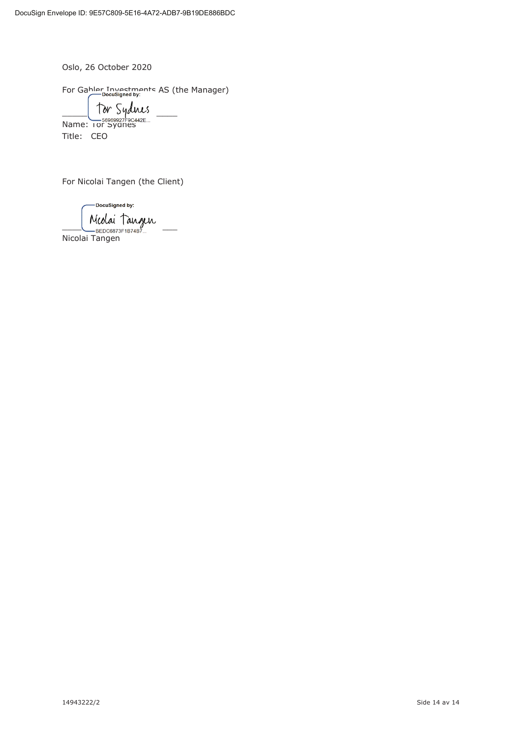DocuSign Envelope ID: 9E57C809-5E16-4A72-ADB7-9B19DE886BDC

Oslo, 26 October 2020

For Gabler Investments AS (the Manager)

DocuSigned by:
Tor Sydnes
56969927F9C442E...

Name: Tor Sydnes
Title: CEO

For Nicolai Tangen (the Client)

DocuSigned by:
Nicolai Tangen
BEDC6873F1B74B7...

Nicolai Tangen

14943222/2